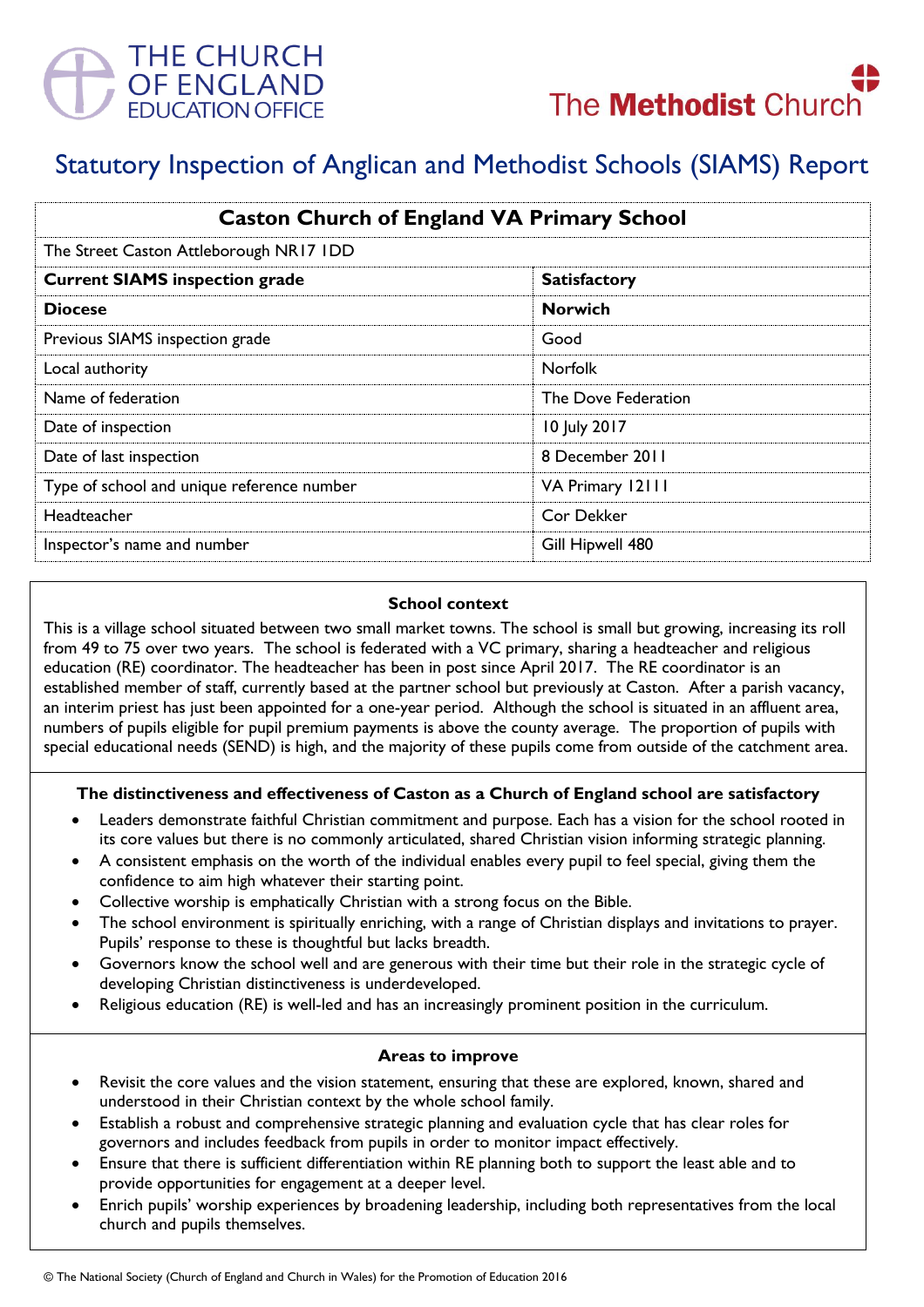THE CHURCH OF ENGLAND EDUCATION OFFICE

The Methodist Church

# Statutory Inspection of Anglican and Methodist Schools (SIAMS) Report

| Caston Church of England VA Primary School | |
|---|---|
| The Street Caston Attleborough NR17 1DD | |
| **Current SIAMS inspection grade** | **Satisfactory** |
| **Diocese** | **Norwich** |
| Previous SIAMS inspection grade | Good |
| Local authority | Norfolk |
| Name of federation | The Dove Federation |
| Date of inspection | 10 July 2017 |
| Date of last inspection | 8 December 2011 |
| Type of school and unique reference number | VA Primary 12111 |
| Headteacher | Cor Dekker |
| Inspector's name and number | Gill Hipwell 480 |

### School context

This is a village school situated between two small market towns. The school is small but growing, increasing its roll from 49 to 75 over two years. The school is federated with a VC primary, sharing a headteacher and religious education (RE) coordinator. The headteacher has been in post since April 2017. The RE coordinator is an established member of staff, currently based at the partner school but previously at Caston. After a parish vacancy, an interim priest has just been appointed for a one-year period. Although the school is situated in an affluent area, numbers of pupils eligible for pupil premium payments is above the county average. The proportion of pupils with special educational needs (SEND) is high, and the majority of these pupils come from outside of the catchment area.

### The distinctiveness and effectiveness of Caston as a Church of England school are satisfactory

- Leaders demonstrate faithful Christian commitment and purpose. Each has a vision for the school rooted in its core values but there is no commonly articulated, shared Christian vision informing strategic planning.
- A consistent emphasis on the worth of the individual enables every pupil to feel special, giving them the confidence to aim high whatever their starting point.
- Collective worship is emphatically Christian with a strong focus on the Bible.
- The school environment is spiritually enriching, with a range of Christian displays and invitations to prayer. Pupils' response to these is thoughtful but lacks breadth.
- Governors know the school well and are generous with their time but their role in the strategic cycle of developing Christian distinctiveness is underdeveloped.
- Religious education (RE) is well-led and has an increasingly prominent position in the curriculum.

### Areas to improve

- Revisit the core values and the vision statement, ensuring that these are explored, known, shared and understood in their Christian context by the whole school family.
- Establish a robust and comprehensive strategic planning and evaluation cycle that has clear roles for governors and includes feedback from pupils in order to monitor impact effectively.
- Ensure that there is sufficient differentiation within RE planning both to support the least able and to provide opportunities for engagement at a deeper level.
- Enrich pupils' worship experiences by broadening leadership, including both representatives from the local church and pupils themselves.

© The National Society (Church of England and Church in Wales) for the Promotion of Education 2016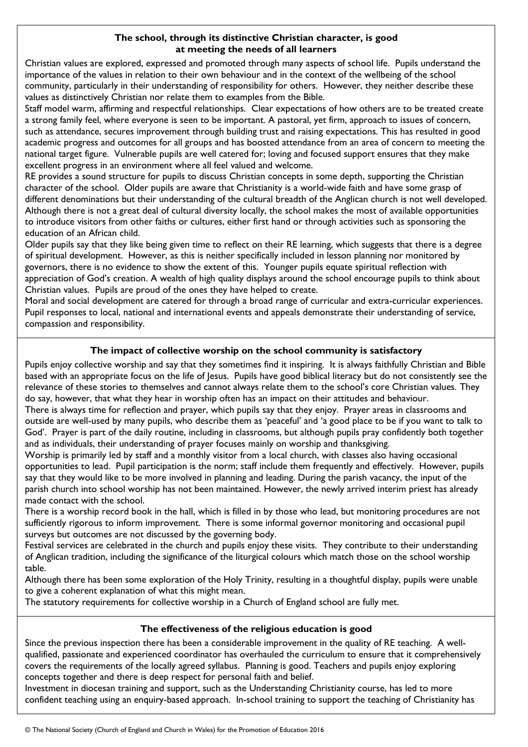## The school, through its distinctive Christian character, is good at meeting the needs of all learners

Christian values are explored, expressed and promoted through many aspects of school life. Pupils understand the importance of the values in relation to their own behaviour and in the context of the wellbeing of the school community, particularly in their understanding of responsibility for others. However, they neither describe these values as distinctively Christian nor relate them to examples from the Bible.

Staff model warm, affirming and respectful relationships. Clear expectations of how others are to be treated create a strong family feel, where everyone is seen to be important. A pastoral, yet firm, approach to issues of concern, such as attendance, secures improvement through building trust and raising expectations. This has resulted in good academic progress and outcomes for all groups and has boosted attendance from an area of concern to meeting the national target figure. Vulnerable pupils are well catered for; loving and focused support ensures that they make excellent progress in an environment where all feel valued and welcome.

RE provides a sound structure for pupils to discuss Christian concepts in some depth, supporting the Christian character of the school. Older pupils are aware that Christianity is a world-wide faith and have some grasp of different denominations but their understanding of the cultural breadth of the Anglican church is not well developed. Although there is not a great deal of cultural diversity locally, the school makes the most of available opportunities to introduce visitors from other faiths or cultures, either first hand or through activities such as sponsoring the education of an African child.

Older pupils say that they like being given time to reflect on their RE learning, which suggests that there is a degree of spiritual development. However, as this is neither specifically included in lesson planning nor monitored by governors, there is no evidence to show the extent of this. Younger pupils equate spiritual reflection with appreciation of God's creation. A wealth of high quality displays around the school encourage pupils to think about Christian values. Pupils are proud of the ones they have helped to create.

Moral and social development are catered for through a broad range of curricular and extra-curricular experiences. Pupil responses to local, national and international events and appeals demonstrate their understanding of service, compassion and responsibility.

## The impact of collective worship on the school community is satisfactory

Pupils enjoy collective worship and say that they sometimes find it inspiring. It is always faithfully Christian and Bible based with an appropriate focus on the life of Jesus. Pupils have good biblical literacy but do not consistently see the relevance of these stories to themselves and cannot always relate them to the school's core Christian values. They do say, however, that what they hear in worship often has an impact on their attitudes and behaviour.

There is always time for reflection and prayer, which pupils say that they enjoy. Prayer areas in classrooms and outside are well-used by many pupils, who describe them as 'peaceful' and 'a good place to be if you want to talk to God'. Prayer is part of the daily routine, including in classrooms, but although pupils pray confidently both together and as individuals, their understanding of prayer focuses mainly on worship and thanksgiving.

Worship is primarily led by staff and a monthly visitor from a local church, with classes also having occasional opportunities to lead. Pupil participation is the norm; staff include them frequently and effectively. However, pupils say that they would like to be more involved in planning and leading. During the parish vacancy, the input of the parish church into school worship has not been maintained. However, the newly arrived interim priest has already made contact with the school.

There is a worship record book in the hall, which is filled in by those who lead, but monitoring procedures are not sufficiently rigorous to inform improvement. There is some informal governor monitoring and occasional pupil surveys but outcomes are not discussed by the governing body.

Festival services are celebrated in the church and pupils enjoy these visits. They contribute to their understanding of Anglican tradition, including the significance of the liturgical colours which match those on the school worship table.

Although there has been some exploration of the Holy Trinity, resulting in a thoughtful display, pupils were unable to give a coherent explanation of what this might mean.

The statutory requirements for collective worship in a Church of England school are fully met.

## The effectiveness of the religious education is good

Since the previous inspection there has been a considerable improvement in the quality of RE teaching. A well-qualified, passionate and experienced coordinator has overhauled the curriculum to ensure that it comprehensively covers the requirements of the locally agreed syllabus. Planning is good. Teachers and pupils enjoy exploring concepts together and there is deep respect for personal faith and belief.

Investment in diocesan training and support, such as the Understanding Christianity course, has led to more confident teaching using an enquiry-based approach. In-school training to support the teaching of Christianity has

© The National Society (Church of England and Church in Wales) for the Promotion of Education 2016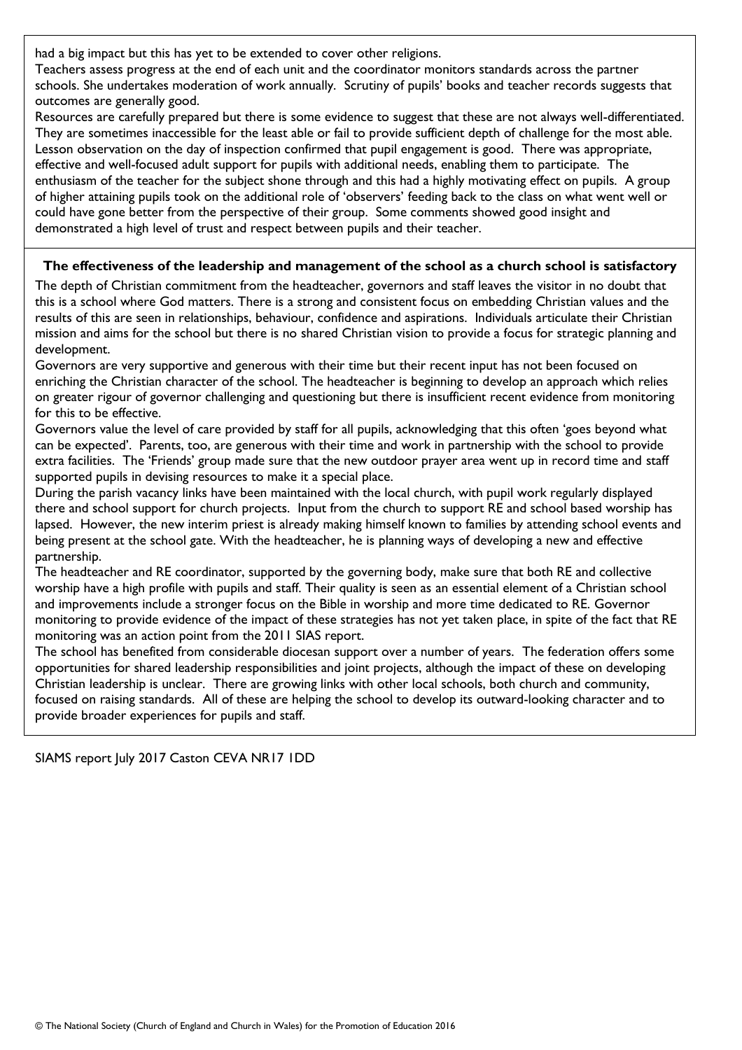had a big impact but this has yet to be extended to cover other religions.
Teachers assess progress at the end of each unit and the coordinator monitors standards across the partner schools. She undertakes moderation of work annually. Scrutiny of pupils' books and teacher records suggests that outcomes are generally good.
Resources are carefully prepared but there is some evidence to suggest that these are not always well-differentiated. They are sometimes inaccessible for the least able or fail to provide sufficient depth of challenge for the most able. Lesson observation on the day of inspection confirmed that pupil engagement is good. There was appropriate, effective and well-focused adult support for pupils with additional needs, enabling them to participate. The enthusiasm of the teacher for the subject shone through and this had a highly motivating effect on pupils. A group of higher attaining pupils took on the additional role of 'observers' feeding back to the class on what went well or could have gone better from the perspective of their group. Some comments showed good insight and demonstrated a high level of trust and respect between pupils and their teacher.

**The effectiveness of the leadership and management of the school as a church school is satisfactory**

The depth of Christian commitment from the headteacher, governors and staff leaves the visitor in no doubt that this is a school where God matters. There is a strong and consistent focus on embedding Christian values and the results of this are seen in relationships, behaviour, confidence and aspirations. Individuals articulate their Christian mission and aims for the school but there is no shared Christian vision to provide a focus for strategic planning and development.
Governors are very supportive and generous with their time but their recent input has not been focused on enriching the Christian character of the school. The headteacher is beginning to develop an approach which relies on greater rigour of governor challenging and questioning but there is insufficient recent evidence from monitoring for this to be effective.
Governors value the level of care provided by staff for all pupils, acknowledging that this often 'goes beyond what can be expected'. Parents, too, are generous with their time and work in partnership with the school to provide extra facilities. The 'Friends' group made sure that the new outdoor prayer area went up in record time and staff supported pupils in devising resources to make it a special place.
During the parish vacancy links have been maintained with the local church, with pupil work regularly displayed there and school support for church projects. Input from the church to support RE and school based worship has lapsed. However, the new interim priest is already making himself known to families by attending school events and being present at the school gate. With the headteacher, he is planning ways of developing a new and effective partnership.
The headteacher and RE coordinator, supported by the governing body, make sure that both RE and collective worship have a high profile with pupils and staff. Their quality is seen as an essential element of a Christian school and improvements include a stronger focus on the Bible in worship and more time dedicated to RE. Governor monitoring to provide evidence of the impact of these strategies has not yet taken place, in spite of the fact that RE monitoring was an action point from the 2011 SIAS report.
The school has benefited from considerable diocesan support over a number of years. The federation offers some opportunities for shared leadership responsibilities and joint projects, although the impact of these on developing Christian leadership is unclear. There are growing links with other local schools, both church and community, focused on raising standards. All of these are helping the school to develop its outward-looking character and to provide broader experiences for pupils and staff.

SIAMS report July 2017 Caston CEVA NR17 1DD